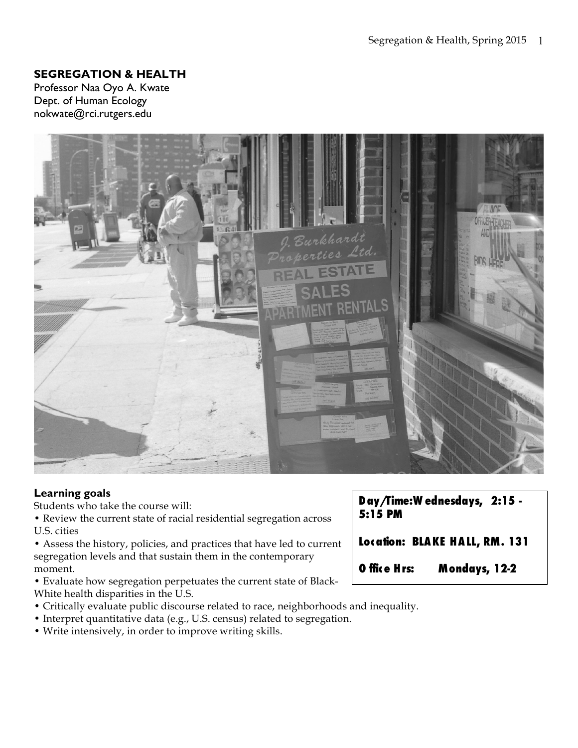**SEGREGATION & HEALTH**
Professor Naa Oyo A. Kwate
Dept. of Human Ecology
nokwate@rci.rutgers.edu

**Day/Time:** Wednesdays, 2:15 - 5:15 PM

**Location:** BLAKE HALL, RM. 131

**Office Hrs:** Mondays, 12-2

### Learning goals

Students who take the course will:

- Review the current state of racial residential segregation across U.S. cities
- Assess the history, policies, and practices that have led to current segregation levels and that sustain them in the contemporary moment.
- Evaluate how segregation perpetuates the current state of Black-White health disparities in the U.S.
- Critically evaluate public discourse related to race, neighborhoods and inequality.
- Interpret quantitative data (e.g., U.S. census) related to segregation.
- Write intensively, in order to improve writing skills.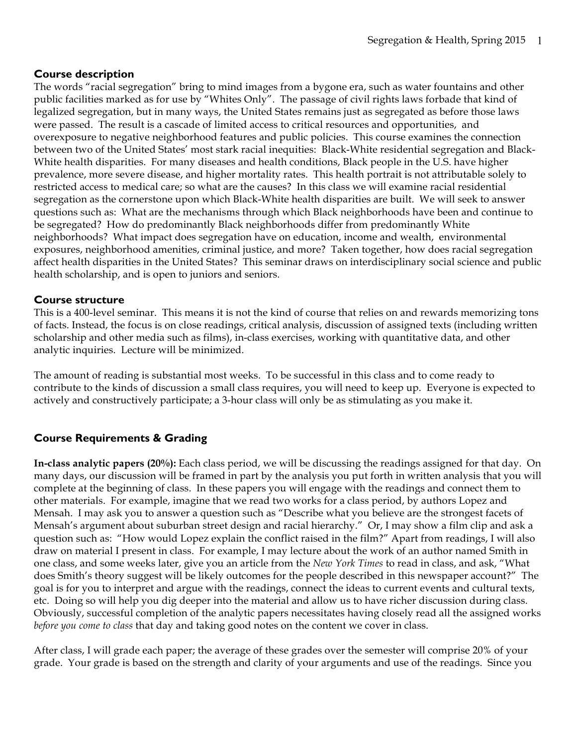### Course description

The words "racial segregation" bring to mind images from a bygone era, such as water fountains and other public facilities marked as for use by "Whites Only". The passage of civil rights laws forbade that kind of legalized segregation, but in many ways, the United States remains just as segregated as before those laws were passed. The result is a cascade of limited access to critical resources and opportunities, and overexposure to negative neighborhood features and public policies. This course examines the connection between two of the United States' most stark racial inequities: Black-White residential segregation and Black-White health disparities. For many diseases and health conditions, Black people in the U.S. have higher prevalence, more severe disease, and higher mortality rates. This health portrait is not attributable solely to restricted access to medical care; so what are the causes? In this class we will examine racial residential segregation as the cornerstone upon which Black-White health disparities are built. We will seek to answer questions such as: What are the mechanisms through which Black neighborhoods have been and continue to be segregated? How do predominantly Black neighborhoods differ from predominantly White neighborhoods? What impact does segregation have on education, income and wealth, environmental exposures, neighborhood amenities, criminal justice, and more? Taken together, how does racial segregation affect health disparities in the United States? This seminar draws on interdisciplinary social science and public health scholarship, and is open to juniors and seniors.

### Course structure

This is a 400-level seminar. This means it is not the kind of course that relies on and rewards memorizing tons of facts. Instead, the focus is on close readings, critical analysis, discussion of assigned texts (including written scholarship and other media such as films), in-class exercises, working with quantitative data, and other analytic inquiries. Lecture will be minimized.

The amount of reading is substantial most weeks. To be successful in this class and to come ready to contribute to the kinds of discussion a small class requires, you will need to keep up. Everyone is expected to actively and constructively participate; a 3-hour class will only be as stimulating as you make it.

### Course Requirements & Grading

**In-class analytic papers (20%):** Each class period, we will be discussing the readings assigned for that day. On many days, our discussion will be framed in part by the analysis you put forth in written analysis that you will complete at the beginning of class. In these papers you will engage with the readings and connect them to other materials. For example, imagine that we read two works for a class period, by authors Lopez and Mensah. I may ask you to answer a question such as "Describe what you believe are the strongest facets of Mensah's argument about suburban street design and racial hierarchy." Or, I may show a film clip and ask a question such as: "How would Lopez explain the conflict raised in the film?" Apart from readings, I will also draw on material I present in class. For example, I may lecture about the work of an author named Smith in one class, and some weeks later, give you an article from the *New York Times* to read in class, and ask, "What does Smith's theory suggest will be likely outcomes for the people described in this newspaper account?" The goal is for you to interpret and argue with the readings, connect the ideas to current events and cultural texts, etc. Doing so will help you dig deeper into the material and allow us to have richer discussion during class. Obviously, successful completion of the analytic papers necessitates having closely read all the assigned works *before you come to class* that day and taking good notes on the content we cover in class.

After class, I will grade each paper; the average of these grades over the semester will comprise 20% of your grade. Your grade is based on the strength and clarity of your arguments and use of the readings. Since you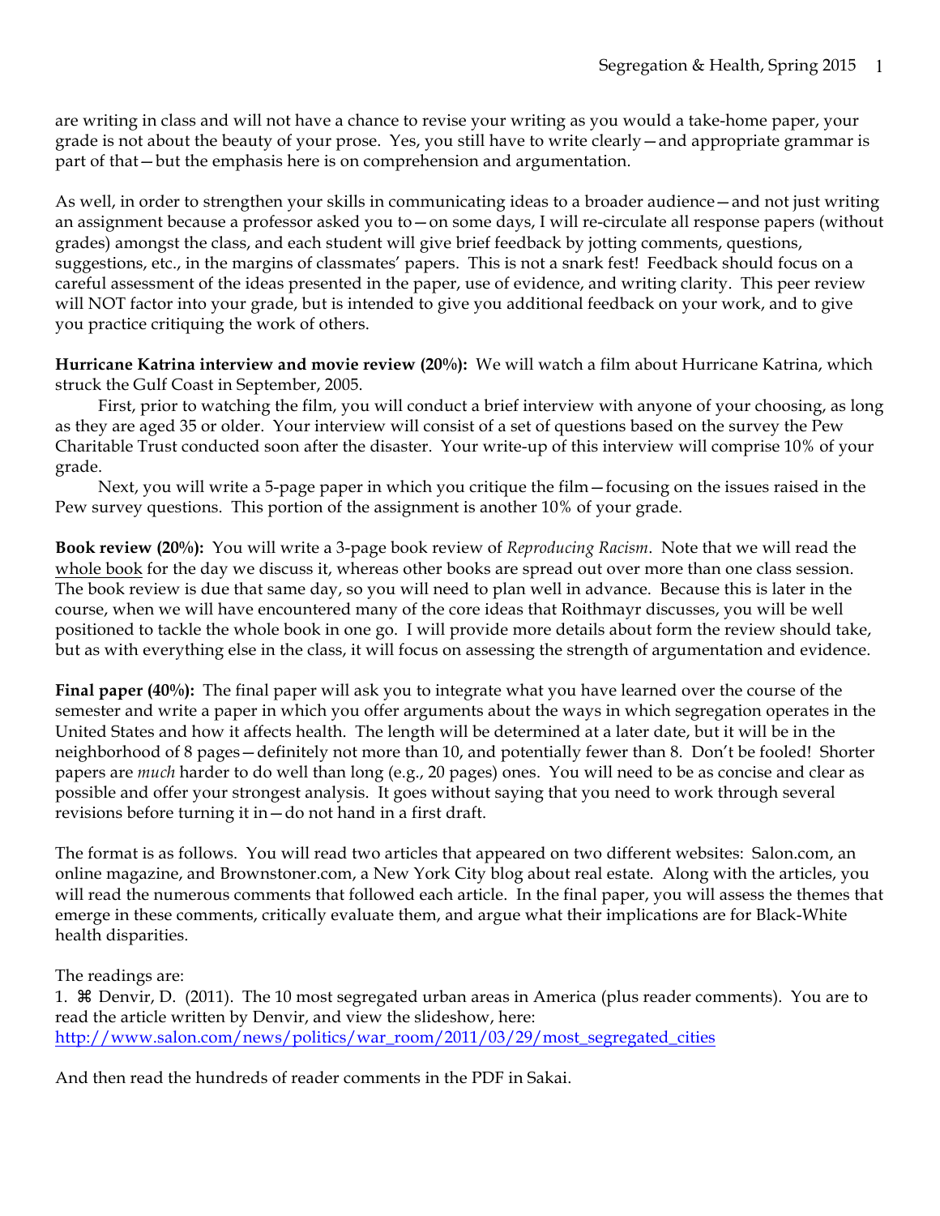are writing in class and will not have a chance to revise your writing as you would a take-home paper, your grade is not about the beauty of your prose. Yes, you still have to write clearly—and appropriate grammar is part of that—but the emphasis here is on comprehension and argumentation.

As well, in order to strengthen your skills in communicating ideas to a broader audience—and not just writing an assignment because a professor asked you to—on some days, I will re-circulate all response papers (without grades) amongst the class, and each student will give brief feedback by jotting comments, questions, suggestions, etc., in the margins of classmates' papers. This is not a snark fest! Feedback should focus on a careful assessment of the ideas presented in the paper, use of evidence, and writing clarity. This peer review will NOT factor into your grade, but is intended to give you additional feedback on your work, and to give you practice critiquing the work of others.

**Hurricane Katrina interview and movie review (20%):** We will watch a film about Hurricane Katrina, which struck the Gulf Coast in September, 2005.

First, prior to watching the film, you will conduct a brief interview with anyone of your choosing, as long as they are aged 35 or older. Your interview will consist of a set of questions based on the survey the Pew Charitable Trust conducted soon after the disaster. Your write-up of this interview will comprise 10% of your grade.

Next, you will write a 5-page paper in which you critique the film—focusing on the issues raised in the Pew survey questions. This portion of the assignment is another 10% of your grade.

**Book review (20%):** You will write a 3-page book review of *Reproducing Racism*. Note that we will read the whole book for the day we discuss it, whereas other books are spread out over more than one class session. The book review is due that same day, so you will need to plan well in advance. Because this is later in the course, when we will have encountered many of the core ideas that Roithmayr discusses, you will be well positioned to tackle the whole book in one go. I will provide more details about form the review should take, but as with everything else in the class, it will focus on assessing the strength of argumentation and evidence.

**Final paper (40%):** The final paper will ask you to integrate what you have learned over the course of the semester and write a paper in which you offer arguments about the ways in which segregation operates in the United States and how it affects health. The length will be determined at a later date, but it will be in the neighborhood of 8 pages—definitely not more than 10, and potentially fewer than 8. Don't be fooled! Shorter papers are *much* harder to do well than long (e.g., 20 pages) ones. You will need to be as concise and clear as possible and offer your strongest analysis. It goes without saying that you need to work through several revisions before turning it in—do not hand in a first draft.

The format is as follows. You will read two articles that appeared on two different websites: Salon.com, an online magazine, and Brownstoner.com, a New York City blog about real estate. Along with the articles, you will read the numerous comments that followed each article. In the final paper, you will assess the themes that emerge in these comments, critically evaluate them, and argue what their implications are for Black-White health disparities.

The readings are:

1. ⌘ Denvir, D. (2011). The 10 most segregated urban areas in America (plus reader comments). You are to read the article written by Denvir, and view the slideshow, here: http://www.salon.com/news/politics/war_room/2011/03/29/most_segregated_cities

And then read the hundreds of reader comments in the PDF in Sakai.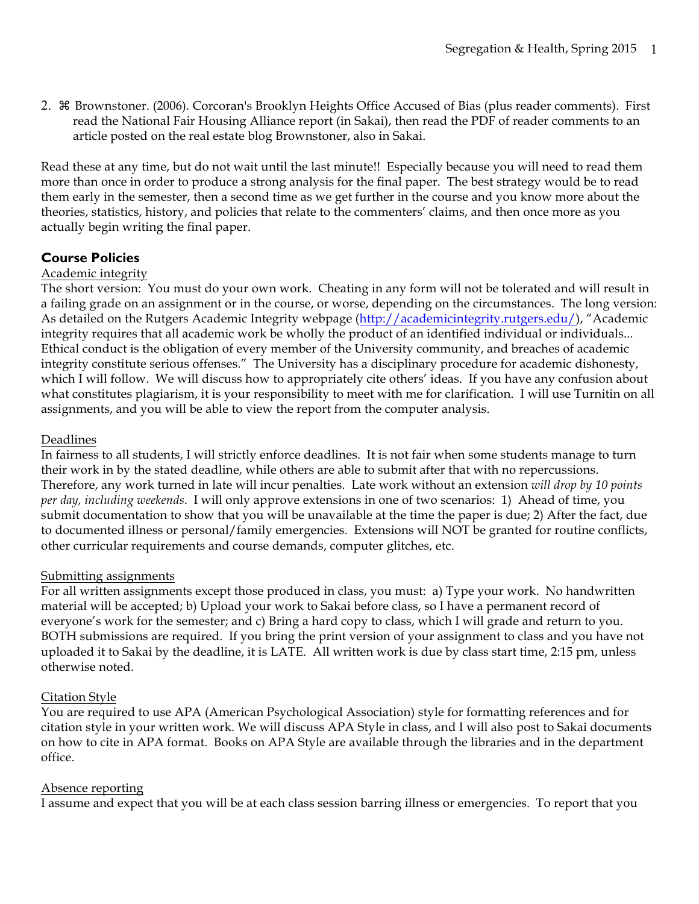2. ⌘ Brownstoner. (2006). Corcoran's Brooklyn Heights Office Accused of Bias (plus reader comments). First read the National Fair Housing Alliance report (in Sakai), then read the PDF of reader comments to an article posted on the real estate blog Brownstoner, also in Sakai.

Read these at any time, but do not wait until the last minute!! Especially because you will need to read them more than once in order to produce a strong analysis for the final paper. The best strategy would be to read them early in the semester, then a second time as we get further in the course and you know more about the theories, statistics, history, and policies that relate to the commenters' claims, and then once more as you actually begin writing the final paper.

## Course Policies

Academic integrity

The short version: You must do your own work. Cheating in any form will not be tolerated and will result in a failing grade on an assignment or in the course, or worse, depending on the circumstances. The long version: As detailed on the Rutgers Academic Integrity webpage (http://academicintegrity.rutgers.edu/), "Academic integrity requires that all academic work be wholly the product of an identified individual or individuals... Ethical conduct is the obligation of every member of the University community, and breaches of academic integrity constitute serious offenses." The University has a disciplinary procedure for academic dishonesty, which I will follow. We will discuss how to appropriately cite others' ideas. If you have any confusion about what constitutes plagiarism, it is your responsibility to meet with me for clarification. I will use Turnitin on all assignments, and you will be able to view the report from the computer analysis.

Deadlines

In fairness to all students, I will strictly enforce deadlines. It is not fair when some students manage to turn their work in by the stated deadline, while others are able to submit after that with no repercussions. Therefore, any work turned in late will incur penalties. Late work without an extension *will drop by 10 points per day, including weekends*. I will only approve extensions in one of two scenarios: 1) Ahead of time, you submit documentation to show that you will be unavailable at the time the paper is due; 2) After the fact, due to documented illness or personal/family emergencies. Extensions will NOT be granted for routine conflicts, other curricular requirements and course demands, computer glitches, etc.

Submitting assignments

For all written assignments except those produced in class, you must: a) Type your work. No handwritten material will be accepted; b) Upload your work to Sakai before class, so I have a permanent record of everyone's work for the semester; and c) Bring a hard copy to class, which I will grade and return to you. BOTH submissions are required. If you bring the print version of your assignment to class and you have not uploaded it to Sakai by the deadline, it is LATE. All written work is due by class start time, 2:15 pm, unless otherwise noted.

Citation Style

You are required to use APA (American Psychological Association) style for formatting references and for citation style in your written work. We will discuss APA Style in class, and I will also post to Sakai documents on how to cite in APA format. Books on APA Style are available through the libraries and in the department office.

Absence reporting

I assume and expect that you will be at each class session barring illness or emergencies. To report that you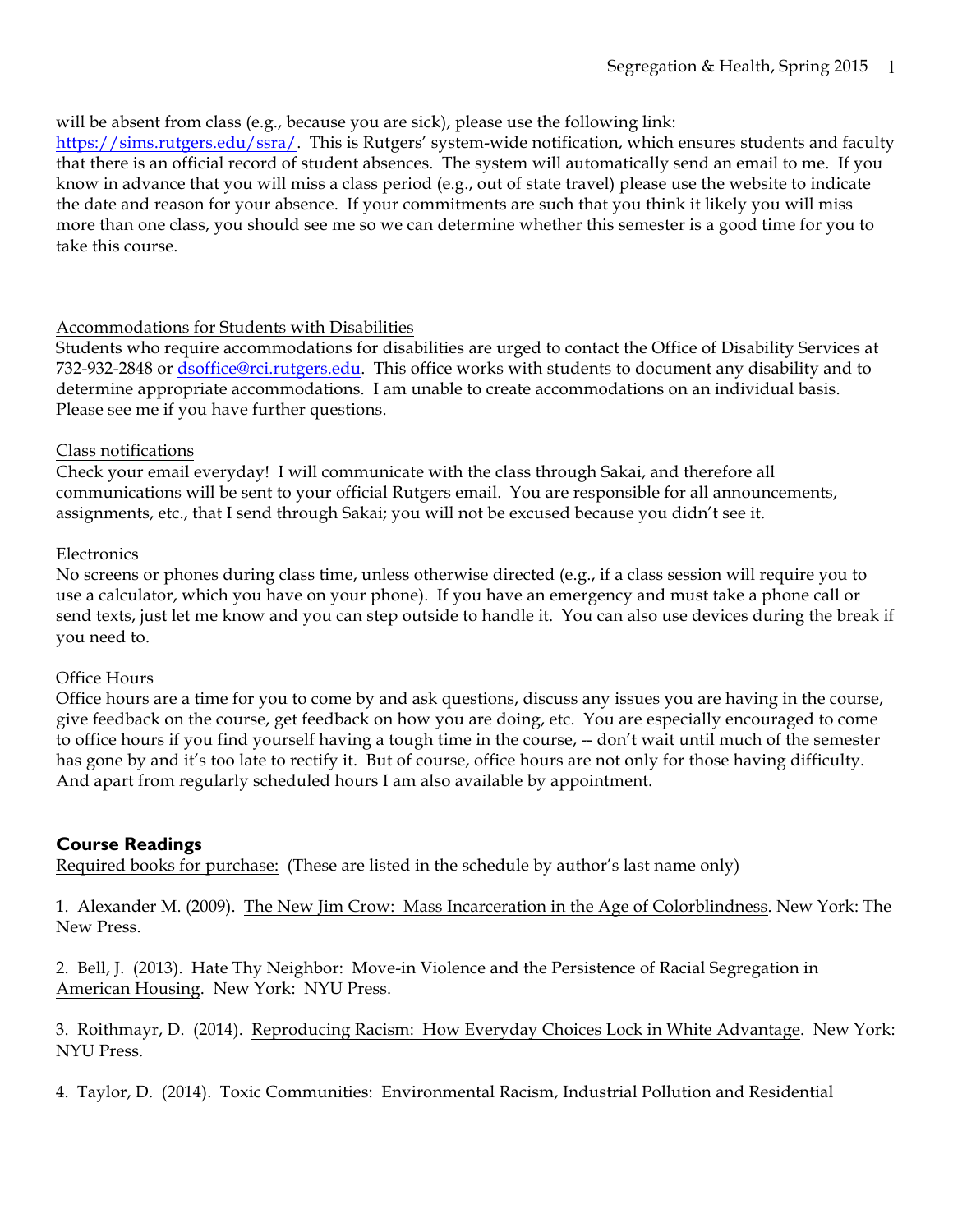will be absent from class (e.g., because you are sick), please use the following link: https://sims.rutgers.edu/ssra/. This is Rutgers' system-wide notification, which ensures students and faculty that there is an official record of student absences. The system will automatically send an email to me. If you know in advance that you will miss a class period (e.g., out of state travel) please use the website to indicate the date and reason for your absence. If your commitments are such that you think it likely you will miss more than one class, you should see me so we can determine whether this semester is a good time for you to take this course.

Accommodations for Students with Disabilities
Students who require accommodations for disabilities are urged to contact the Office of Disability Services at 732-932-2848 or dsoffice@rci.rutgers.edu. This office works with students to document any disability and to determine appropriate accommodations. I am unable to create accommodations on an individual basis. Please see me if you have further questions.

Class notifications
Check your email everyday! I will communicate with the class through Sakai, and therefore all communications will be sent to your official Rutgers email. You are responsible for all announcements, assignments, etc., that I send through Sakai; you will not be excused because you didn't see it.

Electronics
No screens or phones during class time, unless otherwise directed (e.g., if a class session will require you to use a calculator, which you have on your phone). If you have an emergency and must take a phone call or send texts, just let me know and you can step outside to handle it. You can also use devices during the break if you need to.

Office Hours
Office hours are a time for you to come by and ask questions, discuss any issues you are having in the course, give feedback on the course, get feedback on how you are doing, etc. You are especially encouraged to come to office hours if you find yourself having a tough time in the course, -- don't wait until much of the semester has gone by and it's too late to rectify it. But of course, office hours are not only for those having difficulty. And apart from regularly scheduled hours I am also available by appointment.

## Course Readings

Required books for purchase: (These are listed in the schedule by author's last name only)

1. Alexander M. (2009). The New Jim Crow: Mass Incarceration in the Age of Colorblindness. New York: The New Press.

2. Bell, J. (2013). Hate Thy Neighbor: Move-in Violence and the Persistence of Racial Segregation in American Housing. New York: NYU Press.

3. Roithmayr, D. (2014). Reproducing Racism: How Everyday Choices Lock in White Advantage. New York: NYU Press.

4. Taylor, D. (2014). Toxic Communities: Environmental Racism, Industrial Pollution and Residential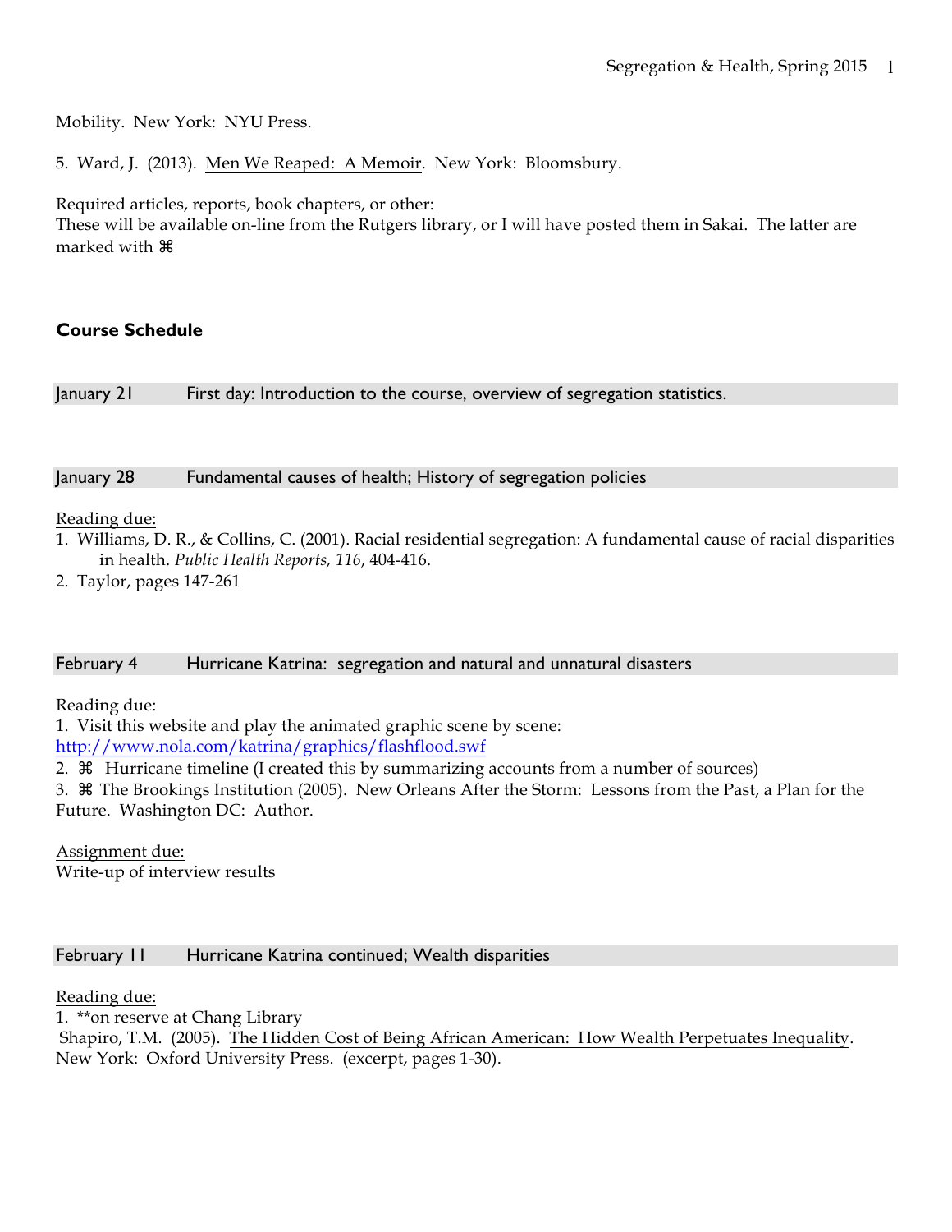Mobility. New York: NYU Press.

5. Ward, J. (2013). Men We Reaped: A Memoir. New York: Bloomsbury.

Required articles, reports, book chapters, or other:
These will be available on-line from the Rutgers library, or I will have posted them in Sakai. The latter are marked with ⌘

## Course Schedule

**January 21** First day: Introduction to the course, overview of segregation statistics.

**January 28** Fundamental causes of health; History of segregation policies

Reading due:
1. Williams, D. R., & Collins, C. (2001). Racial residential segregation: A fundamental cause of racial disparities in health. *Public Health Reports, 116*, 404-416.
2. Taylor, pages 147-261

**February 4** Hurricane Katrina: segregation and natural and unnatural disasters

Reading due:
1. Visit this website and play the animated graphic scene by scene:
http://www.nola.com/katrina/graphics/flashflood.swf
2. ⌘ Hurricane timeline (I created this by summarizing accounts from a number of sources)
3. ⌘ The Brookings Institution (2005). New Orleans After the Storm: Lessons from the Past, a Plan for the Future. Washington DC: Author.

Assignment due:
Write-up of interview results

**February 11** Hurricane Katrina continued; Wealth disparities

Reading due:
1. **on reserve at Chang Library
Shapiro, T.M. (2005). The Hidden Cost of Being African American: How Wealth Perpetuates Inequality. New York: Oxford University Press. (excerpt, pages 1-30).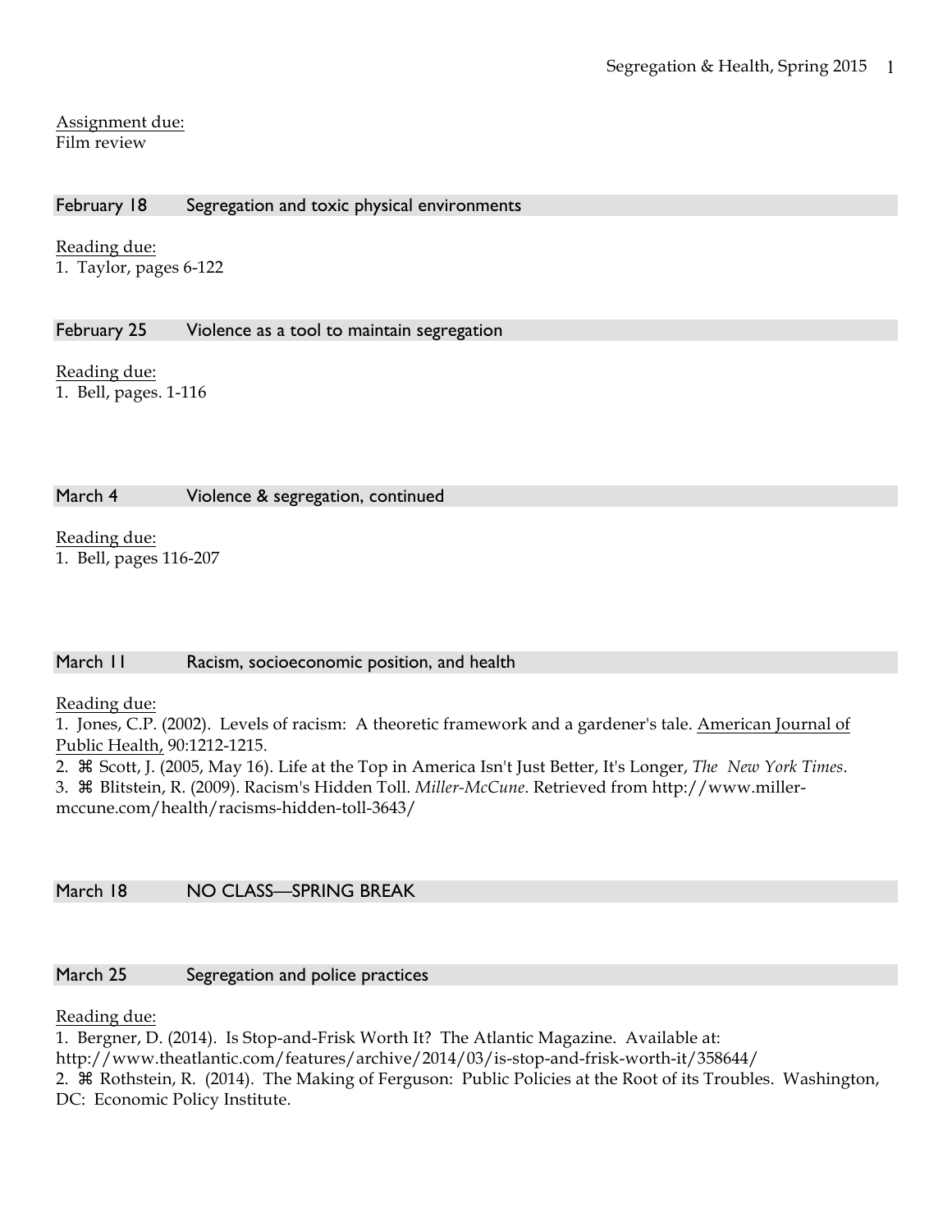Assignment due:
Film review

## February 18 Segregation and toxic physical environments

Reading due:
1. Taylor, pages 6-122

## February 25 Violence as a tool to maintain segregation

Reading due:
1. Bell, pages. 1-116

## March 4 Violence & segregation, continued

Reading due:
1. Bell, pages 116-207

## March 11 Racism, socioeconomic position, and health

Reading due:
1. Jones, C.P. (2002). Levels of racism: A theoretic framework and a gardener's tale. American Journal of Public Health, 90:1212-1215.
2. ⌘ Scott, J. (2005, May 16). Life at the Top in America Isn't Just Better, It's Longer, *The New York Times*.
3. ⌘ Blitstein, R. (2009). Racism's Hidden Toll. *Miller-McCune*. Retrieved from http://www.miller-mccune.com/health/racisms-hidden-toll-3643/

## March 18 NO CLASS—SPRING BREAK

## March 25 Segregation and police practices

Reading due:
1. Bergner, D. (2014). Is Stop-and-Frisk Worth It? The Atlantic Magazine. Available at: http://www.theatlantic.com/features/archive/2014/03/is-stop-and-frisk-worth-it/358644/
2. ⌘ Rothstein, R. (2014). The Making of Ferguson: Public Policies at the Root of its Troubles. Washington, DC: Economic Policy Institute.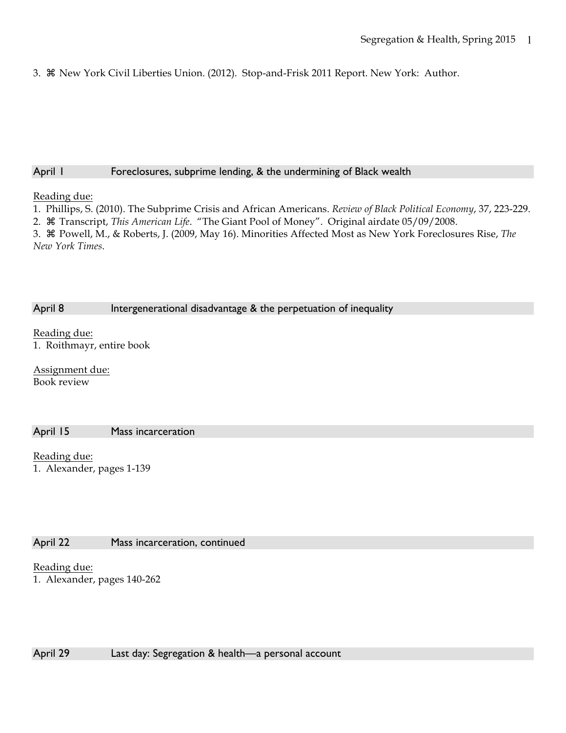3. ⌘ New York Civil Liberties Union. (2012). Stop-and-Frisk 2011 Report. New York: Author.

## April 1 Foreclosures, subprime lending, & the undermining of Black wealth

Reading due:

1. Phillips, S. (2010). The Subprime Crisis and African Americans. *Review of Black Political Economy*, 37, 223-229.
2. ⌘ Transcript, *This American Life*. "The Giant Pool of Money". Original airdate 05/09/2008.
3. ⌘ Powell, M., & Roberts, J. (2009, May 16). Minorities Affected Most as New York Foreclosures Rise, *The New York Times*.

## April 8 Intergenerational disadvantage & the perpetuation of inequality

Reading due:

1. Roithmayr, entire book

Assignment due:

Book review

## April 15 Mass incarceration

Reading due:

1. Alexander, pages 1-139

## April 22 Mass incarceration, continued

Reading due:

1. Alexander, pages 140-262

## April 29 Last day: Segregation & health—a personal account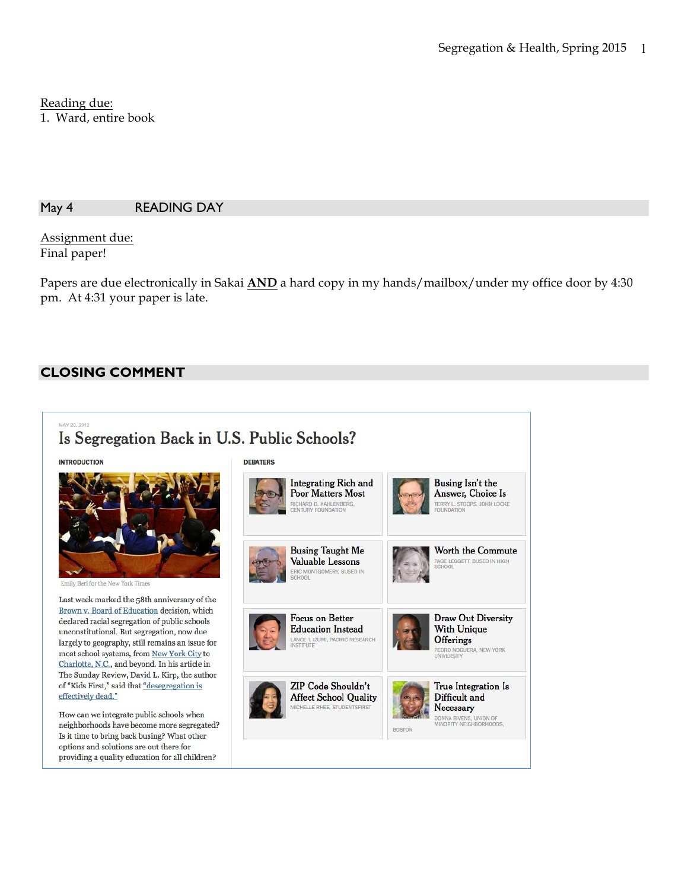Reading due:
1. Ward, entire book

## May 4 READING DAY

Assignment due:
Final paper!

Papers are due electronically in Sakai **AND** a hard copy in my hands/mailbox/under my office door by 4:30 pm. At 4:31 your paper is late.

## CLOSING COMMENT

MAY 20, 2012

### Is Segregation Back in U.S. Public Schools?

INTRODUCTION

Emily Berl for the New York Times

Last week marked the 58th anniversary of the Brown v. Board of Education decision, which declared racial segregation of public schools unconstitutional. But segregation, now due largely to geography, still remains an issue for most school systems, from New York City to Charlotte, N.C., and beyond. In his article in The Sunday Review, David L. Kirp, the author of "Kids First," said that "desegregation is effectively dead."

How can we integrate public schools when neighborhoods have become more segregated? Is it time to bring back busing? What other options and solutions are out there for providing a quality education for all children?

DEBATERS

- **Integrating Rich and Poor Matters Most** — RICHARD D. KAHLENBERG, CENTURY FOUNDATION
- **Busing Isn't the Answer, Choice Is** — TERRY L. STOOPS, JOHN LOCKE FOUNDATION
- **Busing Taught Me Valuable Lessons** — ERIC MONTGOMERY, BUSED IN SCHOOL
- **Worth the Commute** — PAGE LEGGETT, BUSED IN HIGH SCHOOL
- **Focus on Better Education Instead** — LANCE T. IZUMI, PACIFIC RESEARCH INSTITUTE
- **Draw Out Diversity With Unique Offerings** — PEDRO NOGUERA, NEW YORK UNIVERSITY
- **ZIP Code Shouldn't Affect School Quality** — MICHELLE RHEE, STUDENTSFIRST
- **True Integration Is Difficult and Necessary** — DONNA BIVENS, UNION OF MINORITY NEIGHBORHOODS, BOSTON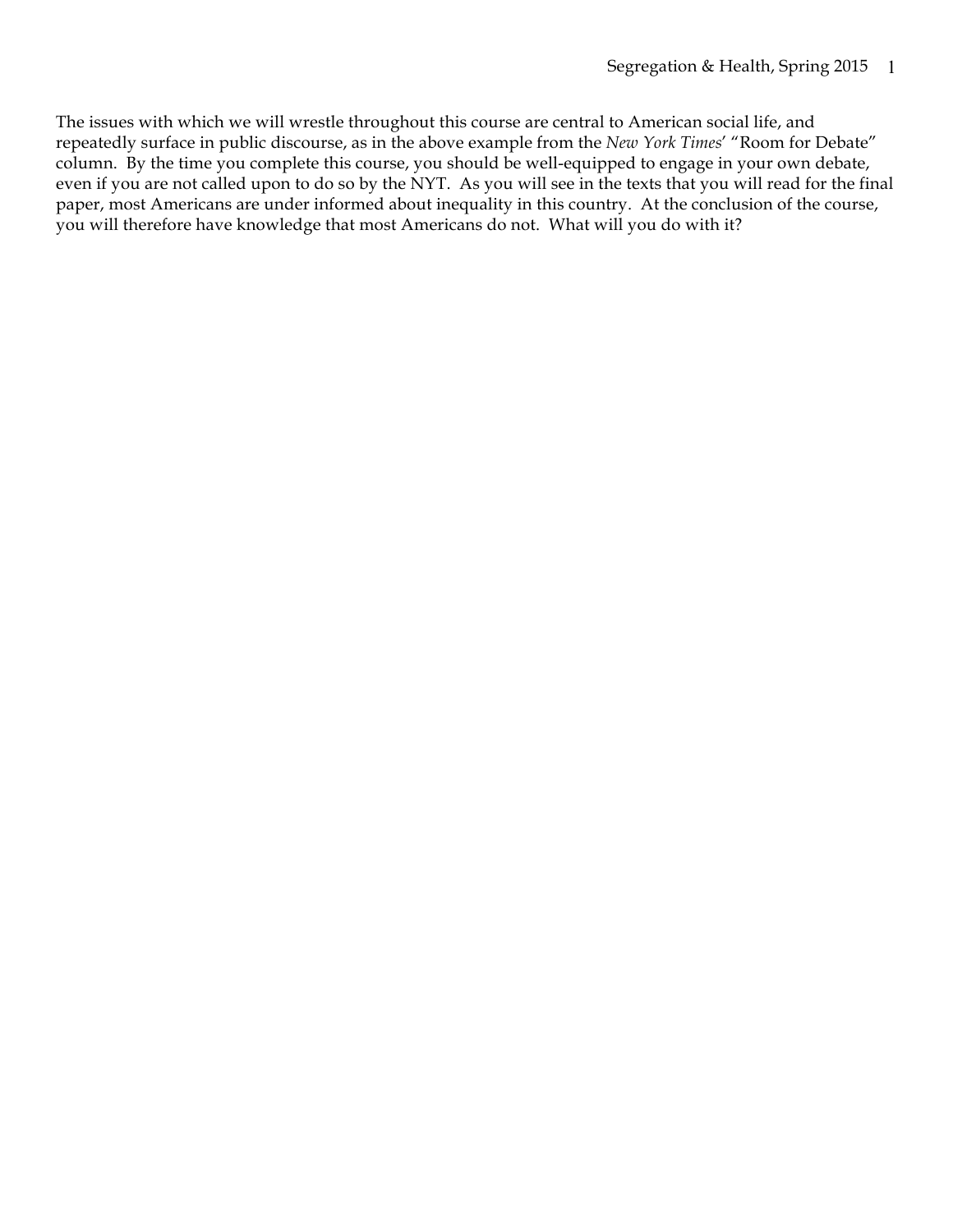The issues with which we will wrestle throughout this course are central to American social life, and repeatedly surface in public discourse, as in the above example from the *New York Times*' "Room for Debate" column. By the time you complete this course, you should be well-equipped to engage in your own debate, even if you are not called upon to do so by the NYT. As you will see in the texts that you will read for the final paper, most Americans are under informed about inequality in this country. At the conclusion of the course, you will therefore have knowledge that most Americans do not. What will you do with it?